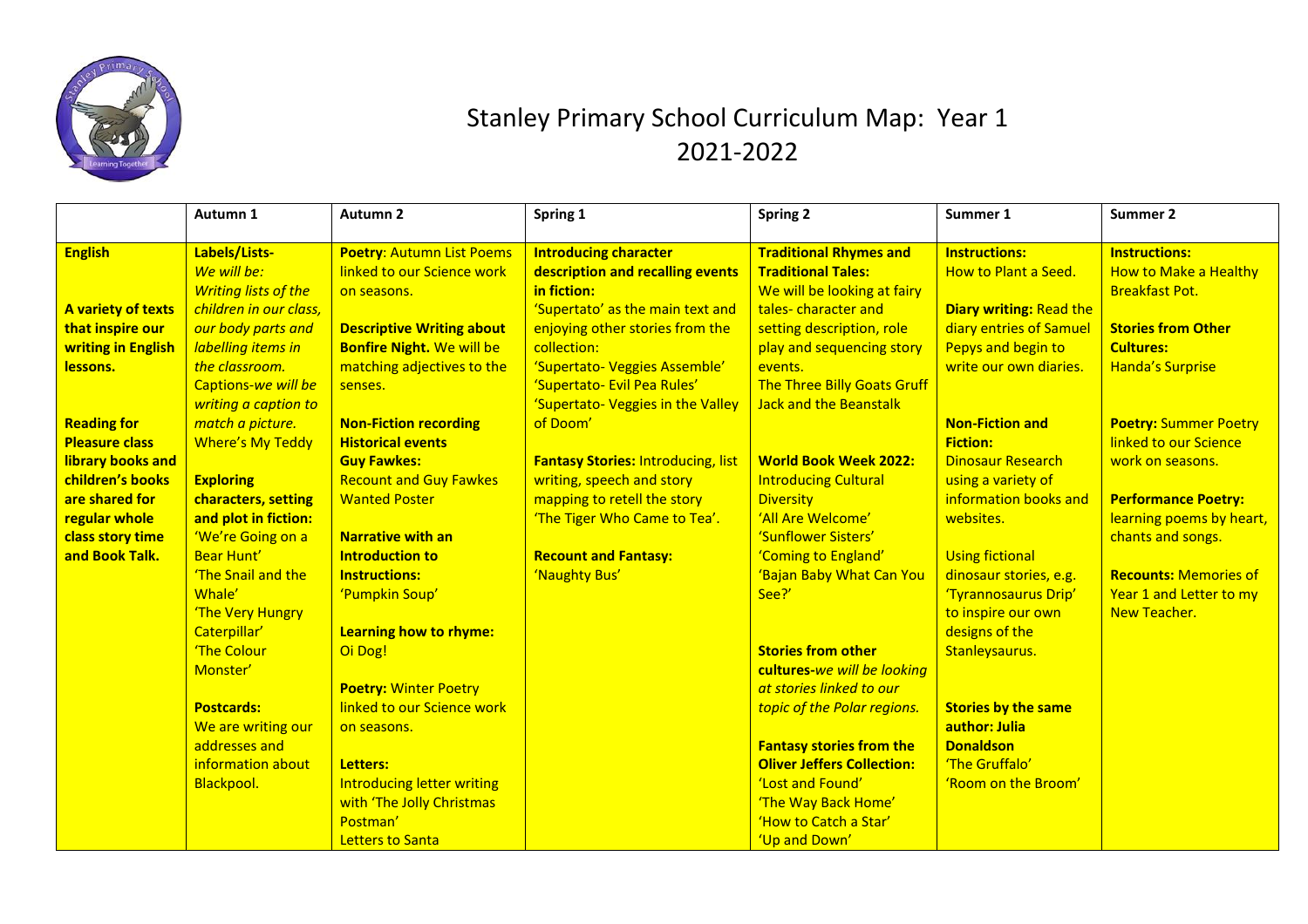# Stanley Primary School Curriculum Map: Year 1 2021-2022

| | Autumn 1 | Autumn 2 | Spring 1 | Spring 2 | Summer 1 | Summer 2 |
|---|---|---|---|---|---|---|
| **English**<br><br>**A variety of texts that inspire our writing in English lessons.**<br><br>**Reading for Pleasure class library books and children's books are shared for regular whole class story time and Book Talk.** | **Labels/Lists-** *We will be: Writing lists of the children in our class, our body parts and labelling items in the classroom.* Captions-*we will be writing a caption to match a picture.* Where's My Teddy<br><br>**Exploring characters, setting and plot in fiction:** 'We're Going on a Bear Hunt' 'The Snail and the Whale' 'The Very Hungry Caterpillar' 'The Colour Monster'<br><br>**Postcards:** We are writing our addresses and information about Blackpool. | **Poetry**: Autumn List Poems linked to our Science work on seasons.<br><br>**Descriptive Writing about Bonfire Night.** We will be matching adjectives to the senses.<br><br>**Non-Fiction recording Historical events Guy Fawkes:** Recount and Guy Fawkes Wanted Poster<br><br>**Narrative with an Introduction to Instructions:** 'Pumpkin Soup'<br><br>**Learning how to rhyme:** Oi Dog!<br><br>**Poetry:** Winter Poetry linked to our Science work on seasons.<br><br>**Letters:** Introducing letter writing with 'The Jolly Christmas Postman' Letters to Santa | **Introducing character description and recalling events in fiction:** 'Supertato' as the main text and enjoying other stories from the collection: 'Supertato- Veggies Assemble' 'Supertato- Evil Pea Rules' 'Supertato- Veggies in the Valley of Doom'<br><br>**Fantasy Stories:** Introducing, list writing, speech and story mapping to retell the story 'The Tiger Who Came to Tea'.<br><br>**Recount and Fantasy:** 'Naughty Bus' | **Traditional Rhymes and Traditional Tales:** We will be looking at fairy tales- character and setting description, role play and sequencing story events. The Three Billy Goats Gruff Jack and the Beanstalk<br><br>**World Book Week 2022: Introducing Cultural Diversity** 'All Are Welcome' 'Sunflower Sisters' 'Coming to England' 'Bajan Baby What Can You See?'<br><br>**Stories from other cultures-***we will be looking at stories linked to our topic of the Polar regions.*<br><br>**Fantasy stories from the Oliver Jeffers Collection:** 'Lost and Found' 'The Way Back Home' 'How to Catch a Star' 'Up and Down' | **Instructions:** How to Plant a Seed.<br><br>**Diary writing:** Read the diary entries of Samuel Pepys and begin to write our own diaries.<br><br>**Non-Fiction and Fiction:** Dinosaur Research using a variety of information books and websites.<br><br>Using fictional dinosaur stories, e.g. 'Tyrannosaurus Drip' to inspire our own designs of the Stanleysaurus.<br><br>**Stories by the same author: Julia Donaldson** 'The Gruffalo' 'Room on the Broom' | **Instructions:** How to Make a Healthy Breakfast Pot.<br><br>**Stories from Other Cultures:** Handa's Surprise<br><br>**Poetry:** Summer Poetry linked to our Science work on seasons.<br><br>**Performance Poetry:** learning poems by heart, chants and songs.<br><br>**Recounts:** Memories of Year 1 and Letter to my New Teacher. |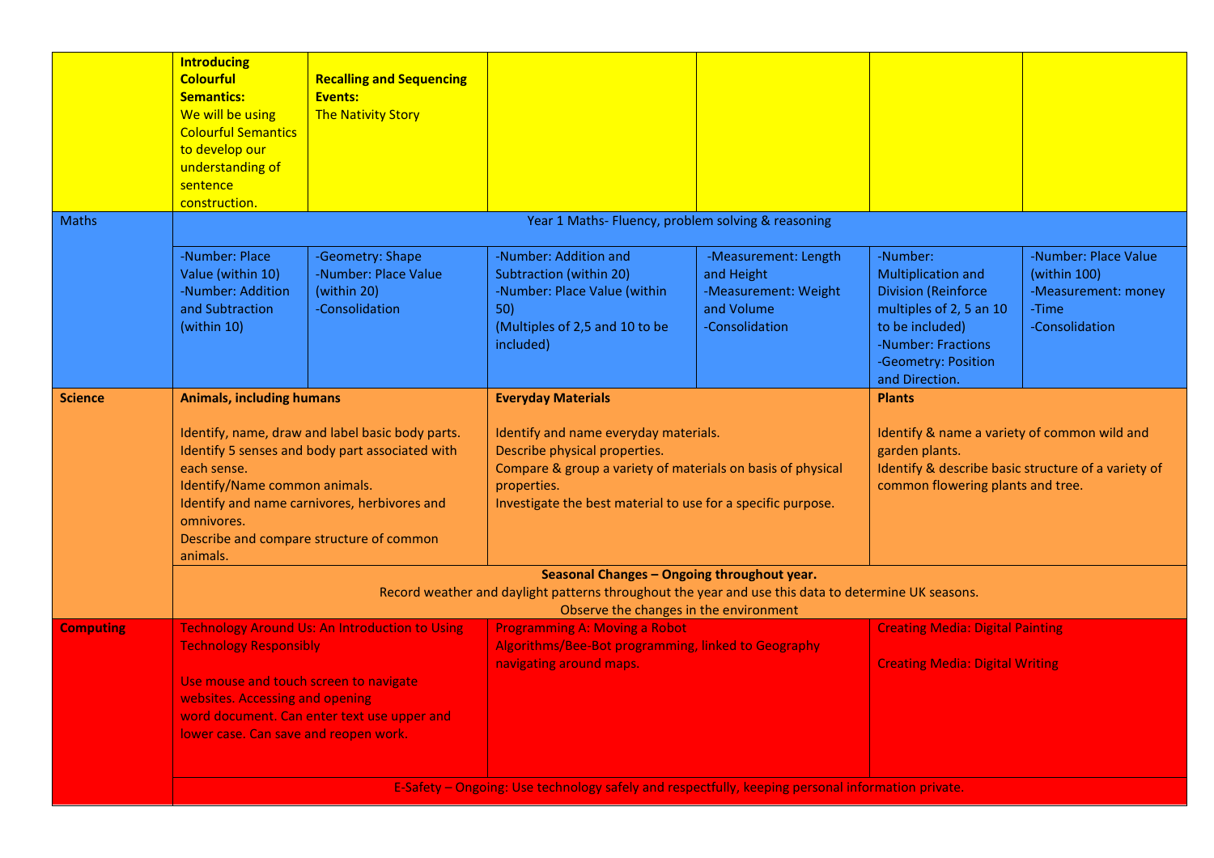| | | | | | | |
|---|---|---|---|---|---|---|
| | **Introducing Colourful Semantics:** We will be using Colourful Semantics to develop our understanding of sentence construction. | **Recalling and Sequencing Events:** The Nativity Story | | | | |
| Maths | Year 1 Maths- Fluency, problem solving & reasoning | | | | | |
| | -Number: Place Value (within 10)<br>-Number: Addition and Subtraction (within 10) | -Geometry: Shape<br>-Number: Place Value (within 20)<br>-Consolidation | -Number: Addition and Subtraction (within 20)<br>-Number: Place Value (within 50)<br>(Multiples of 2,5 and 10 to be included) | -Measurement: Length and Height<br>-Measurement: Weight and Volume<br>-Consolidation | -Number: Multiplication and Division (Reinforce multiples of 2, 5 an 10 to be included)<br>-Number: Fractions<br>-Geometry: Position and Direction. | -Number: Place Value (within 100)<br>-Measurement: money<br>-Time<br>-Consolidation |
| **Science** | **Animals, including humans**<br><br>Identify, name, draw and label basic body parts.<br>Identify 5 senses and body part associated with each sense.<br>Identify/Name common animals.<br>Identify and name carnivores, herbivores and omnivores.<br>Describe and compare structure of common animals. | | **Everyday Materials**<br><br>Identify and name everyday materials.<br>Describe physical properties.<br>Compare & group a variety of materials on basis of physical properties.<br>Investigate the best material to use for a specific purpose. | | **Plants**<br><br>Identify & name a variety of common wild and garden plants.<br>Identify & describe basic structure of a variety of common flowering plants and tree. | |
| | **Seasonal Changes – Ongoing throughout year.**<br>Record weather and daylight patterns throughout the year and use this data to determine UK seasons.<br>Observe the changes in the environment | | | | | |
| **Computing** | Technology Around Us: An Introduction to Using Technology Responsibly<br><br>Use mouse and touch screen to navigate websites. Accessing and opening word document. Can enter text use upper and lower case. Can save and reopen work. | | Programming A: Moving a Robot<br>Algorithms/Bee-Bot programming, linked to Geography navigating around maps. | | Creating Media: Digital Painting<br><br>Creating Media: Digital Writing | |
| | E-Safety – Ongoing: Use technology safely and respectfully, keeping personal information private. | | | | | |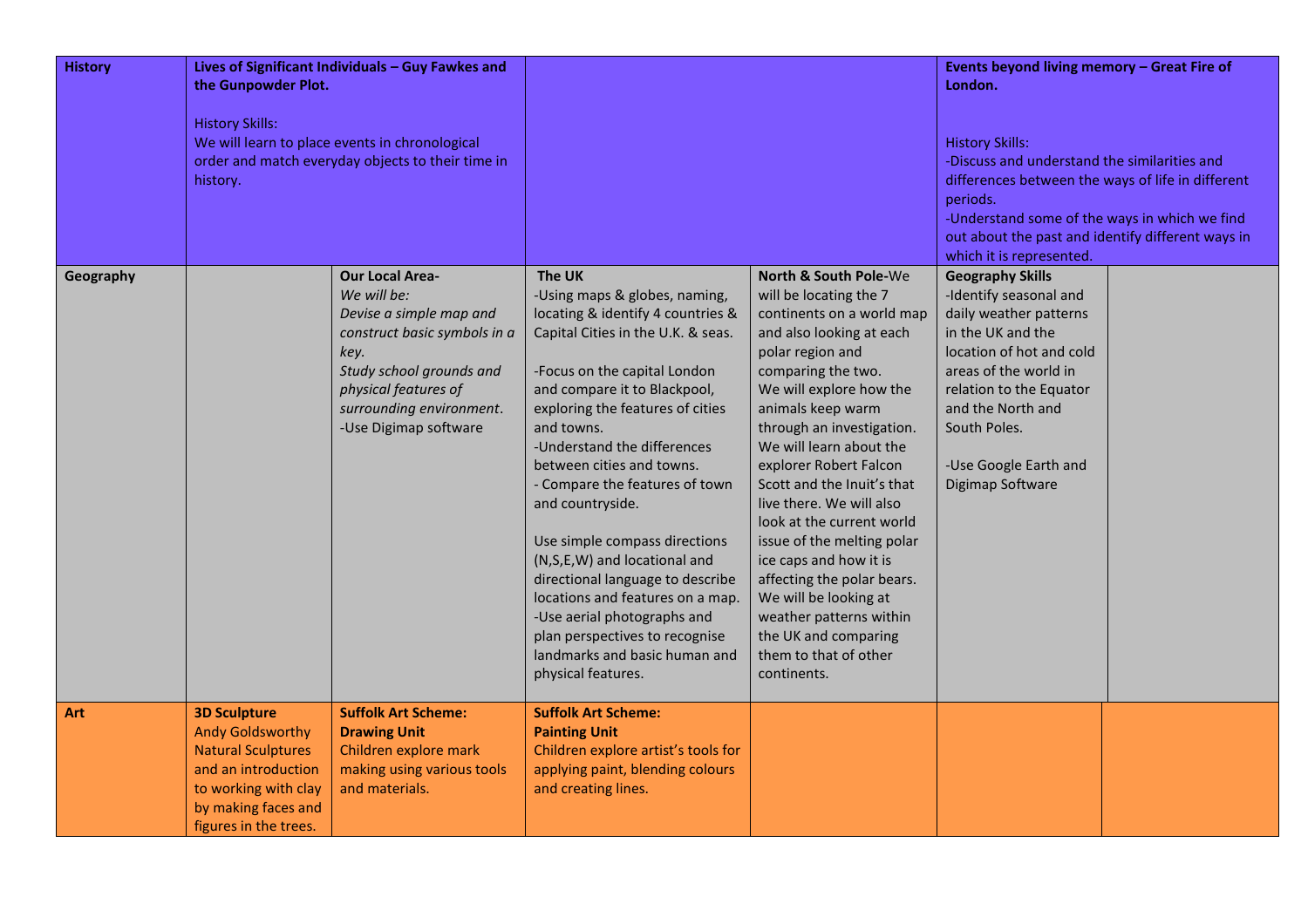| | | | | | | |
|---|---|---|---|---|---|---|
| **History** | **Lives of Significant Individuals – Guy Fawkes and the Gunpowder Plot.**<br><br>History Skills:<br>We will learn to place events in chronological order and match everyday objects to their time in history. | | | | **Events beyond living memory – Great Fire of London.**<br><br>History Skills:<br>-Discuss and understand the similarities and differences between the ways of life in different periods.<br>-Understand some of the ways in which we find out about the past and identify different ways in which it is represented. | |
| **Geography** | | **Our Local Area-**<br>*We will be:*<br>*Devise a simple map and construct basic symbols in a key.*<br>*Study school grounds and physical features of surrounding environment*.<br>-Use Digimap software | **The UK**<br>-Using maps & globes, naming, locating & identify 4 countries & Capital Cities in the U.K. & seas.<br><br>-Focus on the capital London and compare it to Blackpool, exploring the features of cities and towns.<br>-Understand the differences between cities and towns.<br>- Compare the features of town and countryside.<br><br>Use simple compass directions (N,S,E,W) and locational and directional language to describe locations and features on a map.<br>-Use aerial photographs and plan perspectives to recognise landmarks and basic human and physical features. | **North & South Pole-**We will be locating the 7 continents on a world map and also looking at each polar region and comparing the two.<br>We will explore how the animals keep warm through an investigation. We will learn about the explorer Robert Falcon Scott and the Inuit's that live there. We will also look at the current world issue of the melting polar ice caps and how it is affecting the polar bears. We will be looking at weather patterns within the UK and comparing them to that of other continents. | **Geography Skills**<br>-Identify seasonal and daily weather patterns in the UK and the location of hot and cold areas of the world in relation to the Equator and the North and South Poles.<br><br>-Use Google Earth and Digimap Software | |
| **Art** | **3D Sculpture**<br>Andy Goldsworthy Natural Sculptures and an introduction to working with clay by making faces and figures in the trees. | **Suffolk Art Scheme: Drawing Unit**<br>Children explore mark making using various tools and materials. | **Suffolk Art Scheme: Painting Unit**<br>Children explore artist's tools for applying paint, blending colours and creating lines. | | | |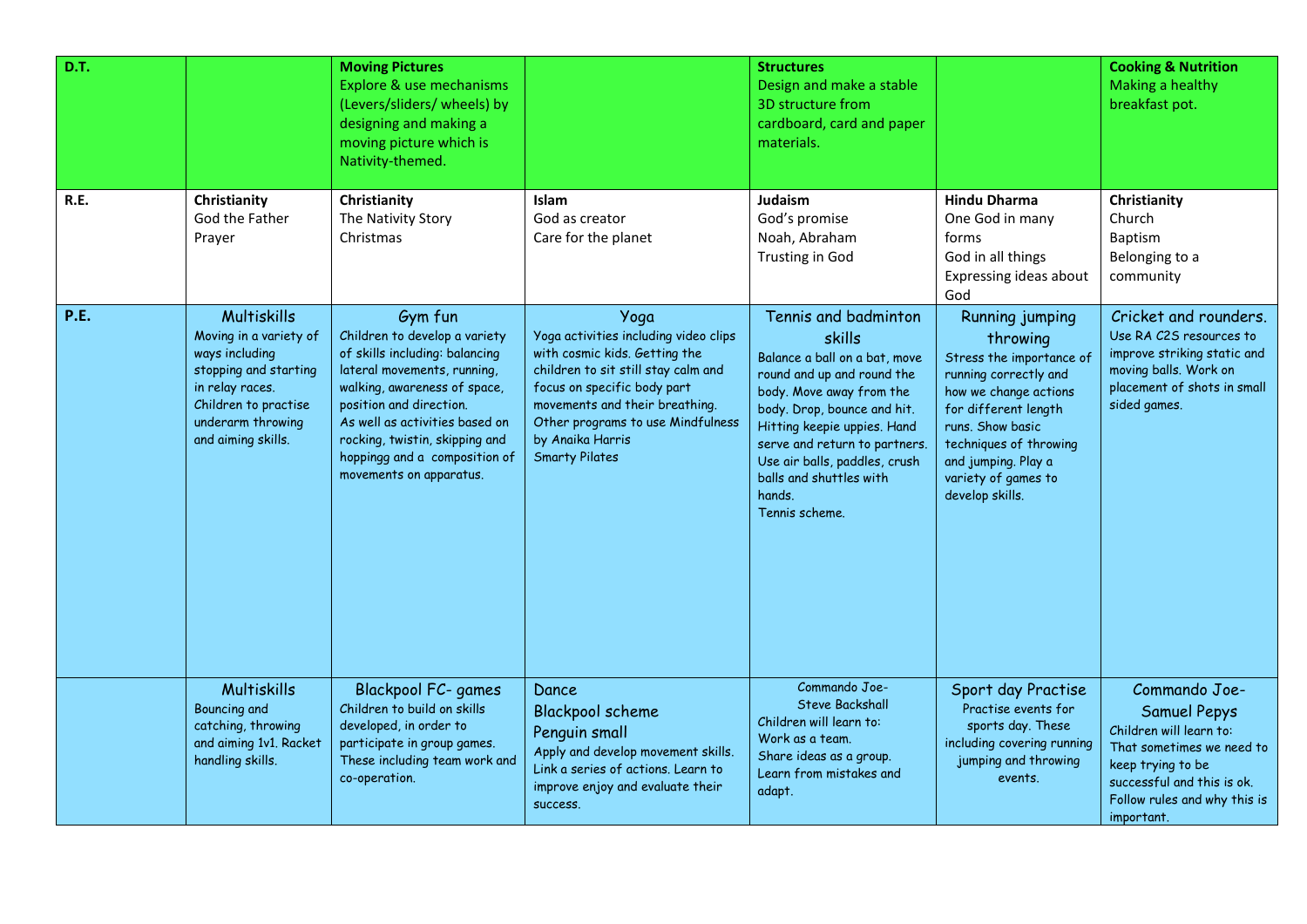| D.T. | | **Moving Pictures**<br>Explore & use mechanisms (Levers/sliders/ wheels) by designing and making a moving picture which is Nativity-themed. | | **Structures**<br>Design and make a stable 3D structure from cardboard, card and paper materials. | | **Cooking & Nutrition**<br>Making a healthy breakfast pot. |
|---|---|---|---|---|---|---|
| **R.E.** | **Christianity**<br>God the Father<br>Prayer | **Christianity**<br>The Nativity Story<br>Christmas | **Islam**<br>God as creator<br>Care for the planet | **Judaism**<br>God's promise<br>Noah, Abraham<br>Trusting in God | **Hindu Dharma**<br>One God in many forms<br>God in all things<br>Expressing ideas about God | **Christianity**<br>Church<br>Baptism<br>Belonging to a community |
| **P.E.** | Multiskills<br>Moving in a variety of ways including stopping and starting in relay races. Children to practise underarm throwing and aiming skills. | Gym fun<br>Children to develop a variety of skills including: balancing lateral movements, running, walking, awareness of space, position and direction.<br>As well as activities based on rocking, twistin, skipping and hoppingg and a composition of movements on apparatus. | Yoga<br>Yoga activities including video clips with cosmic kids. Getting the children to sit still stay calm and focus on specific body part movements and their breathing.<br>Other programs to use Mindfulness by Anaika Harris<br>Smarty Pilates | Tennis and badminton skills<br>Balance a ball on a bat, move round and up and round the body. Move away from the body. Drop, bounce and hit. Hitting keepie uppies. Hand serve and return to partners. Use air balls, paddles, crush balls and shuttles with hands.<br>Tennis scheme. | Running jumping throwing<br>Stress the importance of running correctly and how we change actions for different length runs. Show basic techniques of throwing and jumping. Play a variety of games to develop skills. | Cricket and rounders.<br>Use RA C2S resources to improve striking static and moving balls. Work on placement of shots in small sided games. |
| | Multiskills<br>Bouncing and catching, throwing and aiming 1v1. Racket handling skills. | Blackpool FC- games<br>Children to build on skills developed, in order to participate in group games. These including team work and co-operation. | Dance<br>Blackpool scheme<br>Penguin small<br>Apply and develop movement skills. Link a series of actions. Learn to improve enjoy and evaluate their success. | Commando Joe-<br>Steve Backshall<br>Children will learn to:<br>Work as a team.<br>Share ideas as a group.<br>Learn from mistakes and adapt. | Sport day Practise<br>Practise events for sports day. These including covering running jumping and throwing events. | Commando Joe-<br>Samuel Pepys<br>Children will learn to:<br>That sometimes we need to keep trying to be successful and this is ok.<br>Follow rules and why this is important. |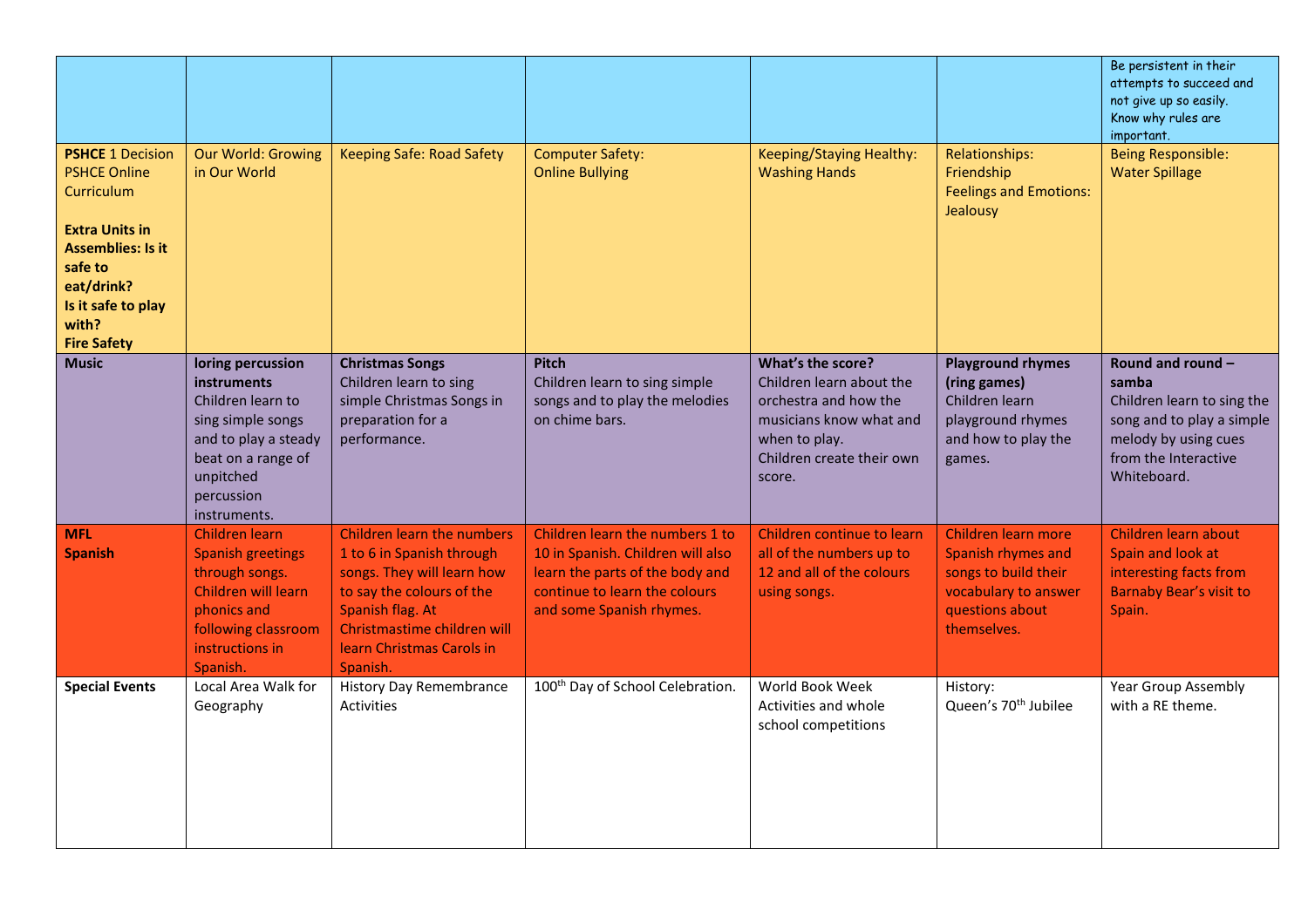| | | | | | | |
|---|---|---|---|---|---|---|
| | | | | | | Be persistent in their attempts to succeed and not give up so easily. Know why rules are important. |
| **PSHCE** 1 Decision PSHCE Online Curriculum<br><br>**Extra Units in Assemblies: Is it safe to eat/drink? Is it safe to play with? Fire Safety** | Our World: Growing in Our World | Keeping Safe: Road Safety | Computer Safety: Online Bullying | Keeping/Staying Healthy: Washing Hands | Relationships: Friendship<br>Feelings and Emotions: Jealousy | Being Responsible: Water Spillage |
| **Music** | **loring percussion instruments**<br>Children learn to sing simple songs and to play a steady beat on a range of unpitched percussion instruments. | **Christmas Songs**<br>Children learn to sing simple Christmas Songs in preparation for a performance. | **Pitch**<br>Children learn to sing simple songs and to play the melodies on chime bars. | **What's the score?**<br>Children learn about the orchestra and how the musicians know what and when to play.<br>Children create their own score. | **Playground rhymes (ring games)**<br>Children learn playground rhymes and how to play the games. | **Round and round – samba**<br>Children learn to sing the song and to play a simple melody by using cues from the Interactive Whiteboard. |
| **MFL Spanish** | Children learn Spanish greetings through songs. Children will learn phonics and following classroom instructions in Spanish. | Children learn the numbers 1 to 6 in Spanish through songs. They will learn how to say the colours of the Spanish flag. At Christmastime children will learn Christmas Carols in Spanish. | Children learn the numbers 1 to 10 in Spanish. Children will also learn the parts of the body and continue to learn the colours and some Spanish rhymes. | Children continue to learn all of the numbers up to 12 and all of the colours using songs. | Children learn more Spanish rhymes and songs to build their vocabulary to answer questions about themselves. | Children learn about Spain and look at interesting facts from Barnaby Bear's visit to Spain. |
| **Special Events** | Local Area Walk for Geography | History Day Remembrance Activities | 100th Day of School Celebration. | World Book Week Activities and whole school competitions | History:<br>Queen's 70th Jubilee | Year Group Assembly with a RE theme. |